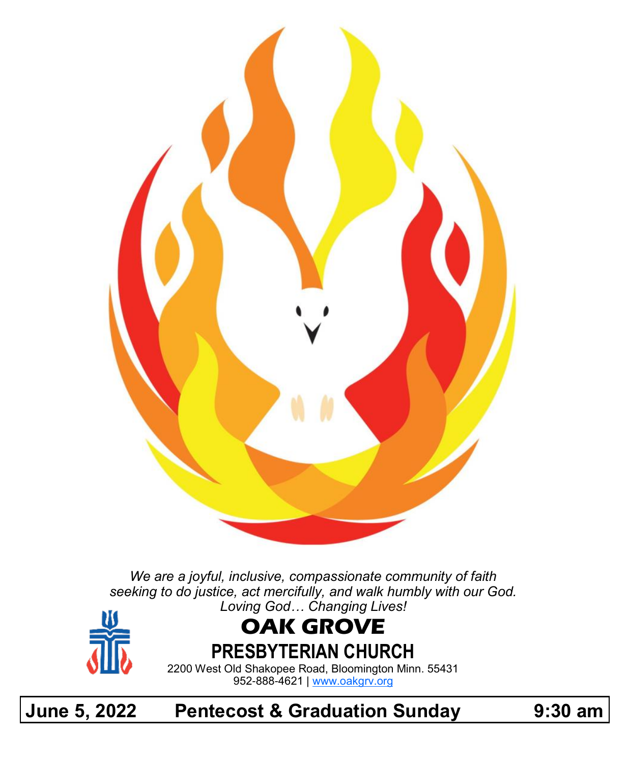*We are a joyful, inclusive, compassionate community of faith seeking to do justice, act mercifully, and walk humbly with our God.*
*Loving God… Changing Lives!*

# OAK GROVE

## PRESBYTERIAN CHURCH

2200 West Old Shakopee Road, Bloomington Minn. 55431
952-888-4621 | www.oakgrv.org

**June 5, 2022 Pentecost & Graduation Sunday 9:30 am**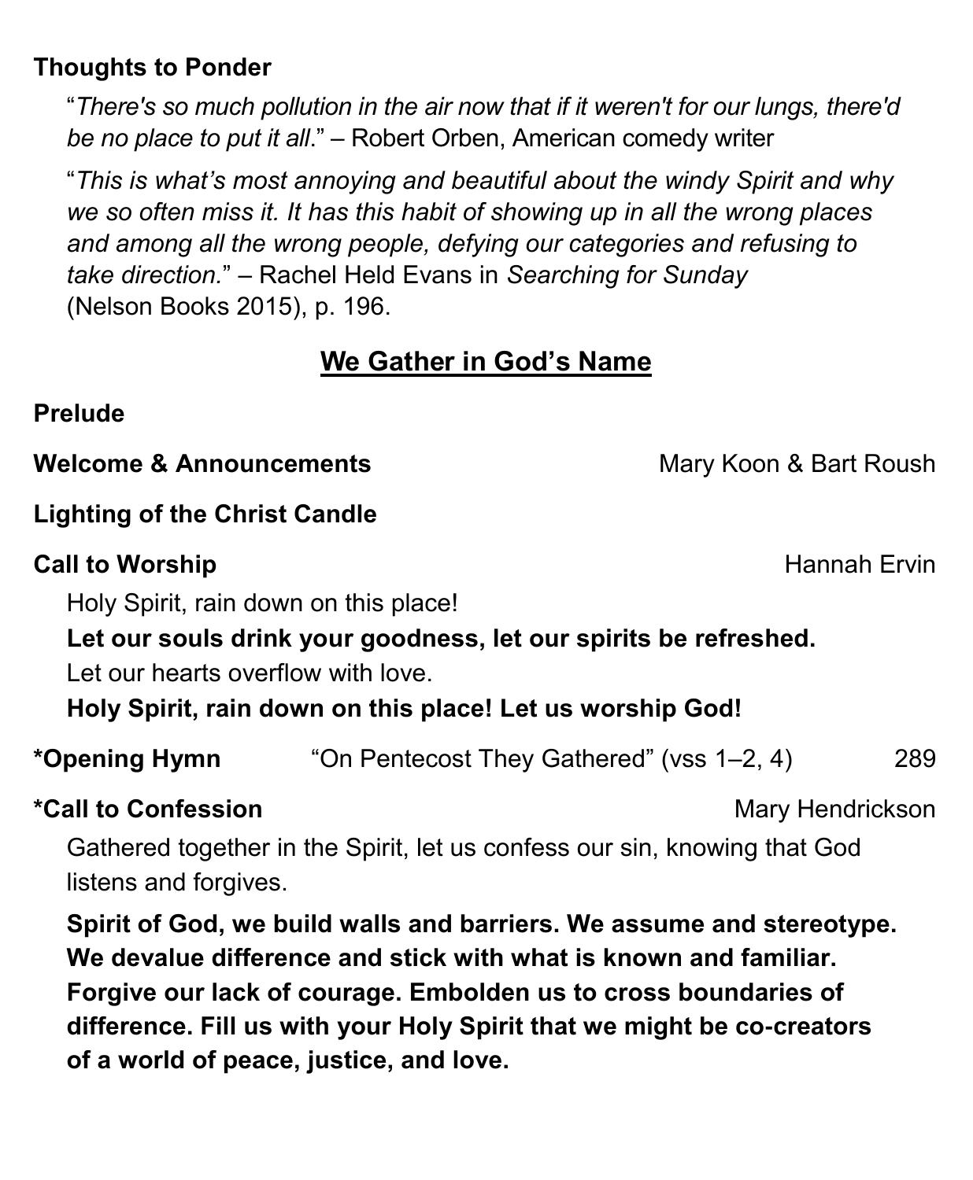**Thoughts to Ponder**

"*There's so much pollution in the air now that if it weren't for our lungs, there'd be no place to put it all*." – Robert Orben, American comedy writer

"*This is what's most annoying and beautiful about the windy Spirit and why we so often miss it. It has this habit of showing up in all the wrong places and among all the wrong people, defying our categories and refusing to take direction.*" – Rachel Held Evans in *Searching for Sunday* (Nelson Books 2015), p. 196.

## We Gather in God's Name

**Prelude**

**Welcome & Announcements** Mary Koon & Bart Roush

**Lighting of the Christ Candle**

**Call to Worship** Hannah Ervin

Holy Spirit, rain down on this place!

**Let our souls drink your goodness, let our spirits be refreshed.**

Let our hearts overflow with love.

**Holy Spirit, rain down on this place! Let us worship God!**

**\*Opening Hymn** "On Pentecost They Gathered" (vss 1–2, 4) 289

**\*Call to Confession** Mary Hendrickson

Gathered together in the Spirit, let us confess our sin, knowing that God listens and forgives.

**Spirit of God, we build walls and barriers. We assume and stereotype. We devalue difference and stick with what is known and familiar. Forgive our lack of courage. Embolden us to cross boundaries of difference. Fill us with your Holy Spirit that we might be co-creators of a world of peace, justice, and love.**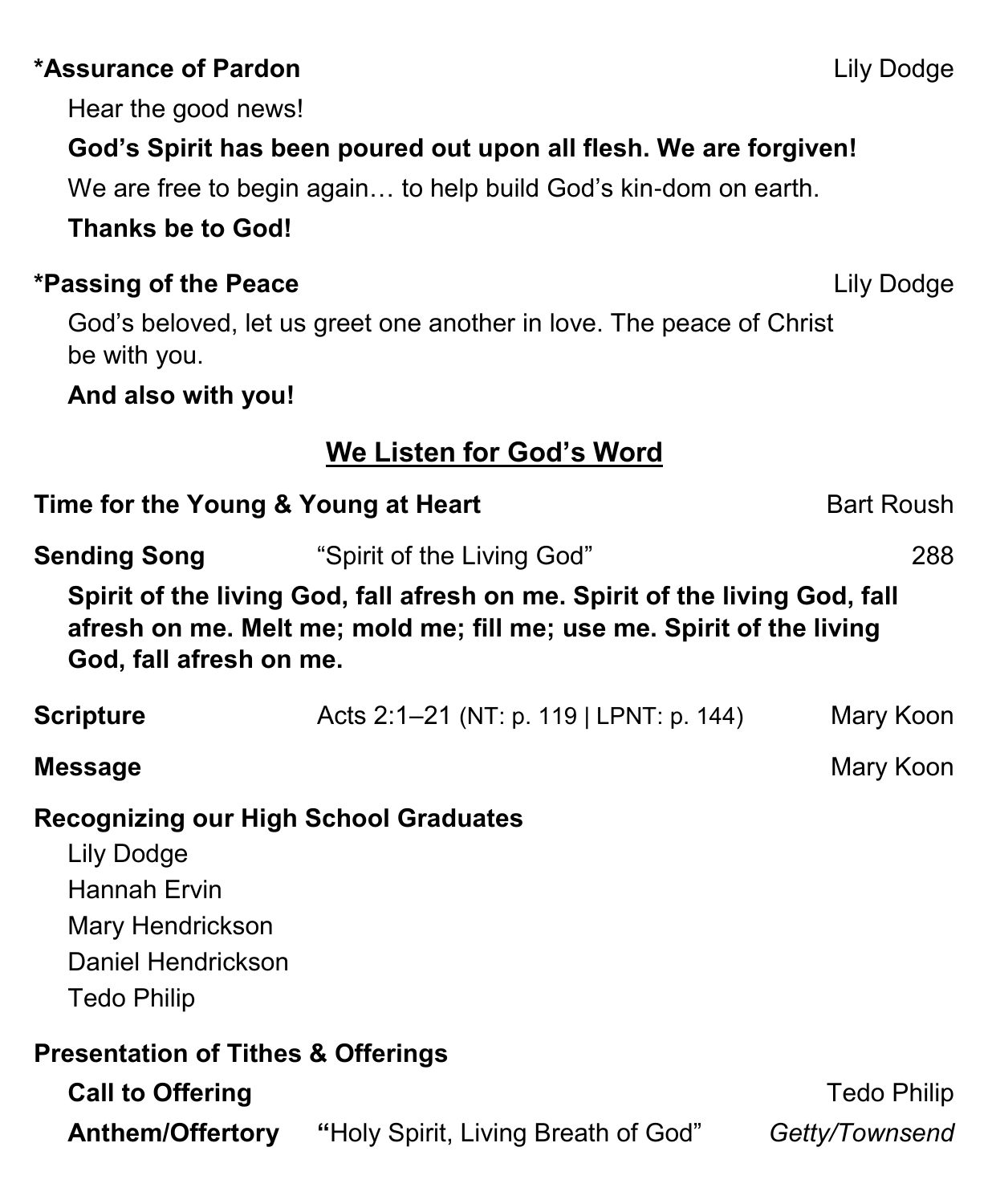**\*Assurance of Pardon** Lily Dodge

Hear the good news!

**God's Spirit has been poured out upon all flesh. We are forgiven!**

We are free to begin again… to help build God's kin-dom on earth.

**Thanks be to God!**

**\*Passing of the Peace** Lily Dodge

God's beloved, let us greet one another in love. The peace of Christ be with you.

**And also with you!**

## We Listen for God's Word

**Time for the Young & Young at Heart** Bart Roush

**Sending Song** "Spirit of the Living God" 288

**Spirit of the living God, fall afresh on me. Spirit of the living God, fall afresh on me. Melt me; mold me; fill me; use me. Spirit of the living God, fall afresh on me.**

**Scripture** Acts 2:1–21 (NT: p. 119 | LPNT: p. 144) Mary Koon

**Message** Mary Koon

**Recognizing our High School Graduates**

Lily Dodge
Hannah Ervin
Mary Hendrickson
Daniel Hendrickson
Tedo Philip

**Presentation of Tithes & Offerings**

**Call to Offering** Tedo Philip

**Anthem/Offertory** "Holy Spirit, Living Breath of God" *Getty/Townsend*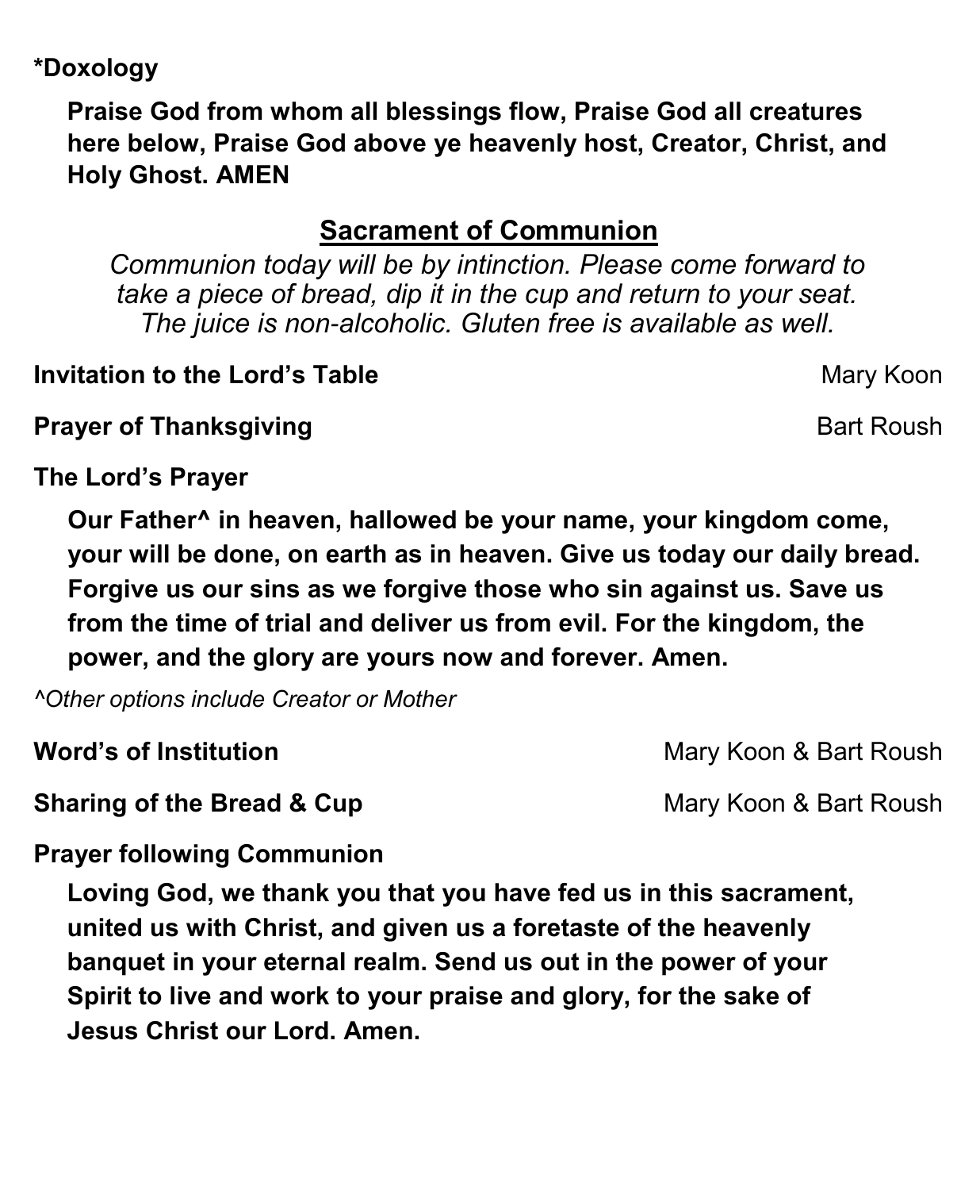**\*Doxology**

**Praise God from whom all blessings flow, Praise God all creatures here below, Praise God above ye heavenly host, Creator, Christ, and Holy Ghost. AMEN**

## Sacrament of Communion

*Communion today will be by intinction. Please come forward to take a piece of bread, dip it in the cup and return to your seat. The juice is non-alcoholic. Gluten free is available as well.*

**Invitation to the Lord's Table** Mary Koon

**Prayer of Thanksgiving** Bart Roush

**The Lord's Prayer**

**Our Father^ in heaven, hallowed be your name, your kingdom come, your will be done, on earth as in heaven. Give us today our daily bread. Forgive us our sins as we forgive those who sin against us. Save us from the time of trial and deliver us from evil. For the kingdom, the power, and the glory are yours now and forever. Amen.**

*^Other options include Creator or Mother*

**Word's of Institution** Mary Koon & Bart Roush

**Sharing of the Bread & Cup** Mary Koon & Bart Roush

**Prayer following Communion**

**Loving God, we thank you that you have fed us in this sacrament, united us with Christ, and given us a foretaste of the heavenly banquet in your eternal realm. Send us out in the power of your Spirit to live and work to your praise and glory, for the sake of Jesus Christ our Lord. Amen.**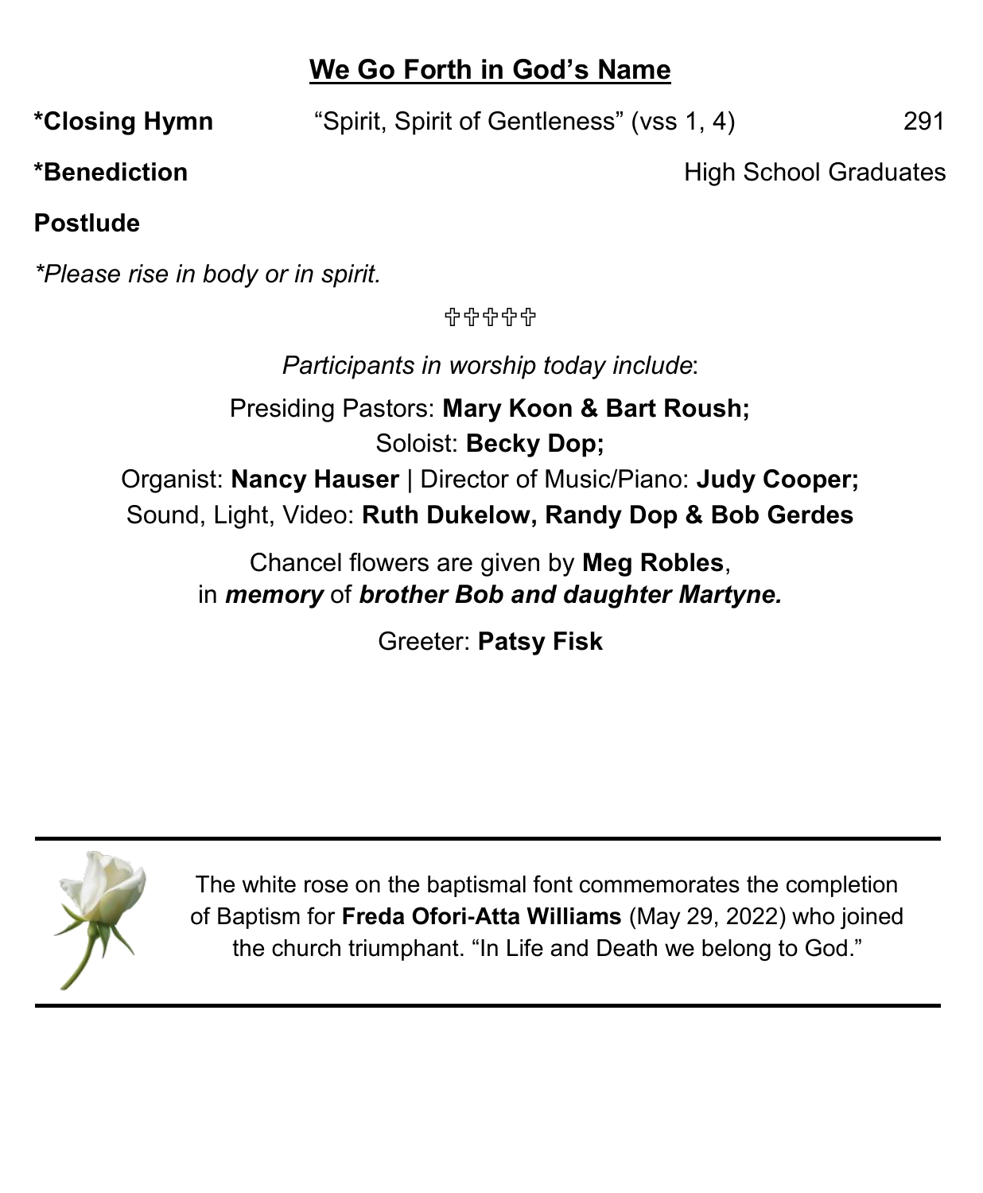## We Go Forth in God's Name

**\*Closing Hymn** "Spirit, Spirit of Gentleness" (vss 1, 4) 291

**\*Benediction** High School Graduates

**Postlude**

*\*Please rise in body or in spirit.*

✞✞✞✞✞

*Participants in worship today include*:

Presiding Pastors: **Mary Koon & Bart Roush;**

Soloist: **Becky Dop;**

Organist: **Nancy Hauser** | Director of Music/Piano: **Judy Cooper;**

Sound, Light, Video: **Ruth Dukelow, Randy Dop & Bob Gerdes**

Chancel flowers are given by **Meg Robles**, in ***memory*** of ***brother Bob and daughter Martyne.***

Greeter: **Patsy Fisk**

---

The white rose on the baptismal font commemorates the completion of Baptism for **Freda Ofori-Atta Williams** (May 29, 2022) who joined the church triumphant. "In Life and Death we belong to God."

---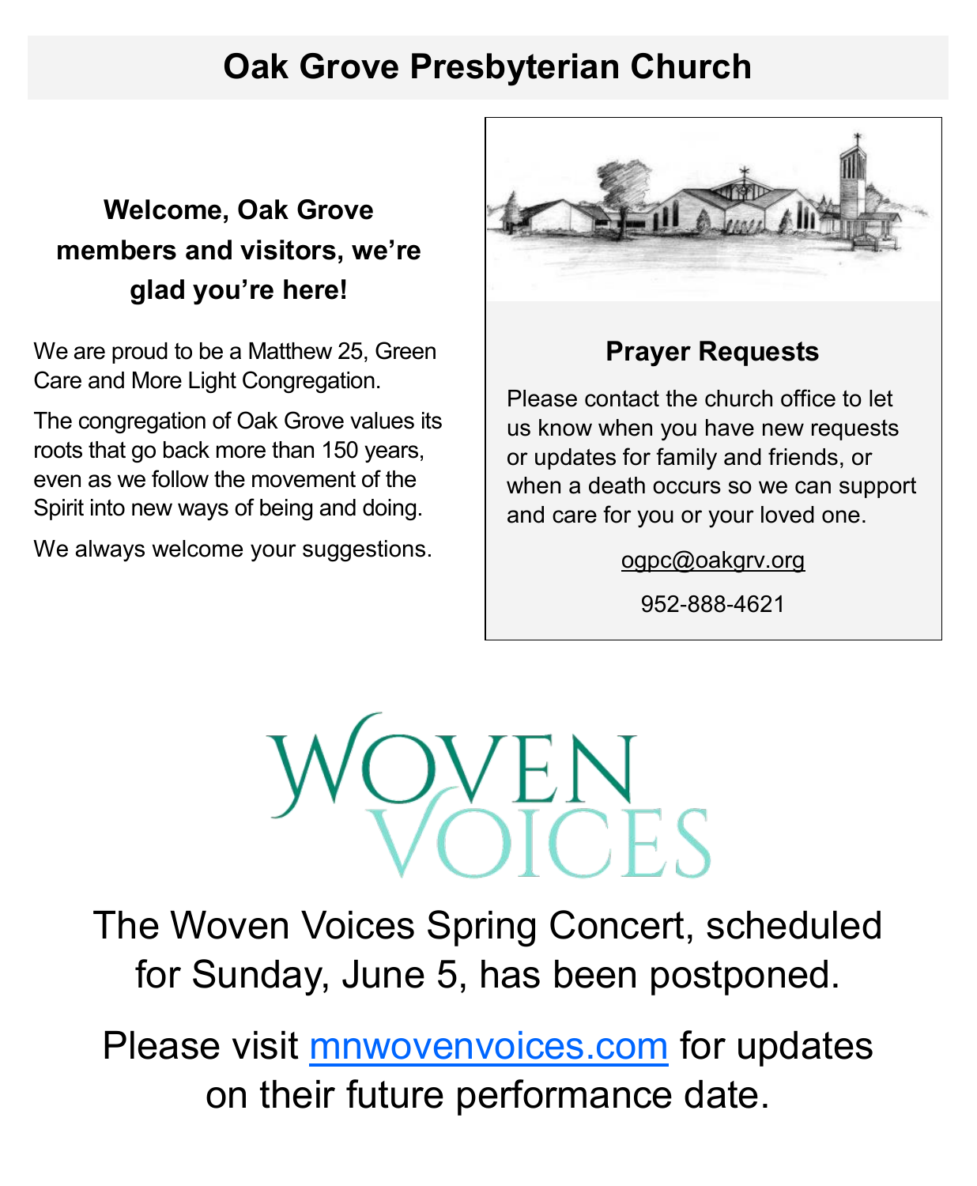# Oak Grove Presbyterian Church

### Welcome, Oak Grove members and visitors, we're glad you're here!

We are proud to be a Matthew 25, Green Care and More Light Congregation.

The congregation of Oak Grove values its roots that go back more than 150 years, even as we follow the movement of the Spirit into new ways of being and doing.

We always welcome your suggestions.

### Prayer Requests

Please contact the church office to let us know when you have new requests or updates for family and friends, or when a death occurs so we can support and care for you or your loved one.

ogpc@oakgrv.org

952-888-4621

WOVEN VOICES

The Woven Voices Spring Concert, scheduled for Sunday, June 5, has been postponed.

Please visit mnwovenvoices.com for updates on their future performance date.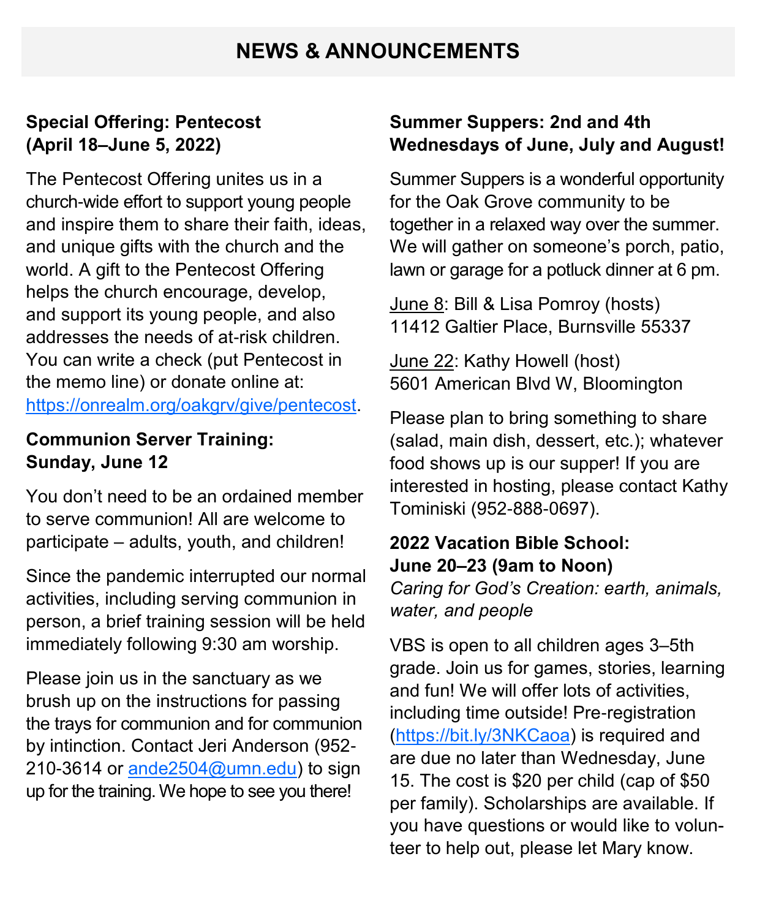# NEWS & ANNOUNCEMENTS

**Special Offering: Pentecost (April 18–June 5, 2022)**

The Pentecost Offering unites us in a church-wide effort to support young people and inspire them to share their faith, ideas, and unique gifts with the church and the world. A gift to the Pentecost Offering helps the church encourage, develop, and support its young people, and also addresses the needs of at-risk children. You can write a check (put Pentecost in the memo line) or donate online at: https://onrealm.org/oakgrv/give/pentecost.

**Communion Server Training: Sunday, June 12**

You don't need to be an ordained member to serve communion! All are welcome to participate – adults, youth, and children!

Since the pandemic interrupted our normal activities, including serving communion in person, a brief training session will be held immediately following 9:30 am worship.

Please join us in the sanctuary as we brush up on the instructions for passing the trays for communion and for communion by intinction. Contact Jeri Anderson (952-210-3614 or ande2504@umn.edu) to sign up for the training. We hope to see you there!

**Summer Suppers: 2nd and 4th Wednesdays of June, July and August!**

Summer Suppers is a wonderful opportunity for the Oak Grove community to be together in a relaxed way over the summer. We will gather on someone's porch, patio, lawn or garage for a potluck dinner at 6 pm.

June 8: Bill & Lisa Pomroy (hosts)
11412 Galtier Place, Burnsville 55337

June 22: Kathy Howell (host)
5601 American Blvd W, Bloomington

Please plan to bring something to share (salad, main dish, dessert, etc.); whatever food shows up is our supper! If you are interested in hosting, please contact Kathy Tominiski (952-888-0697).

**2022 Vacation Bible School: June 20–23 (9am to Noon)**
*Caring for God's Creation: earth, animals, water, and people*

VBS is open to all children ages 3–5th grade. Join us for games, stories, learning and fun! We will offer lots of activities, including time outside! Pre-registration (https://bit.ly/3NKCaoa) is required and are due no later than Wednesday, June 15. The cost is $20 per child (cap of $50 per family). Scholarships are available. If you have questions or would like to volunteer to help out, please let Mary know.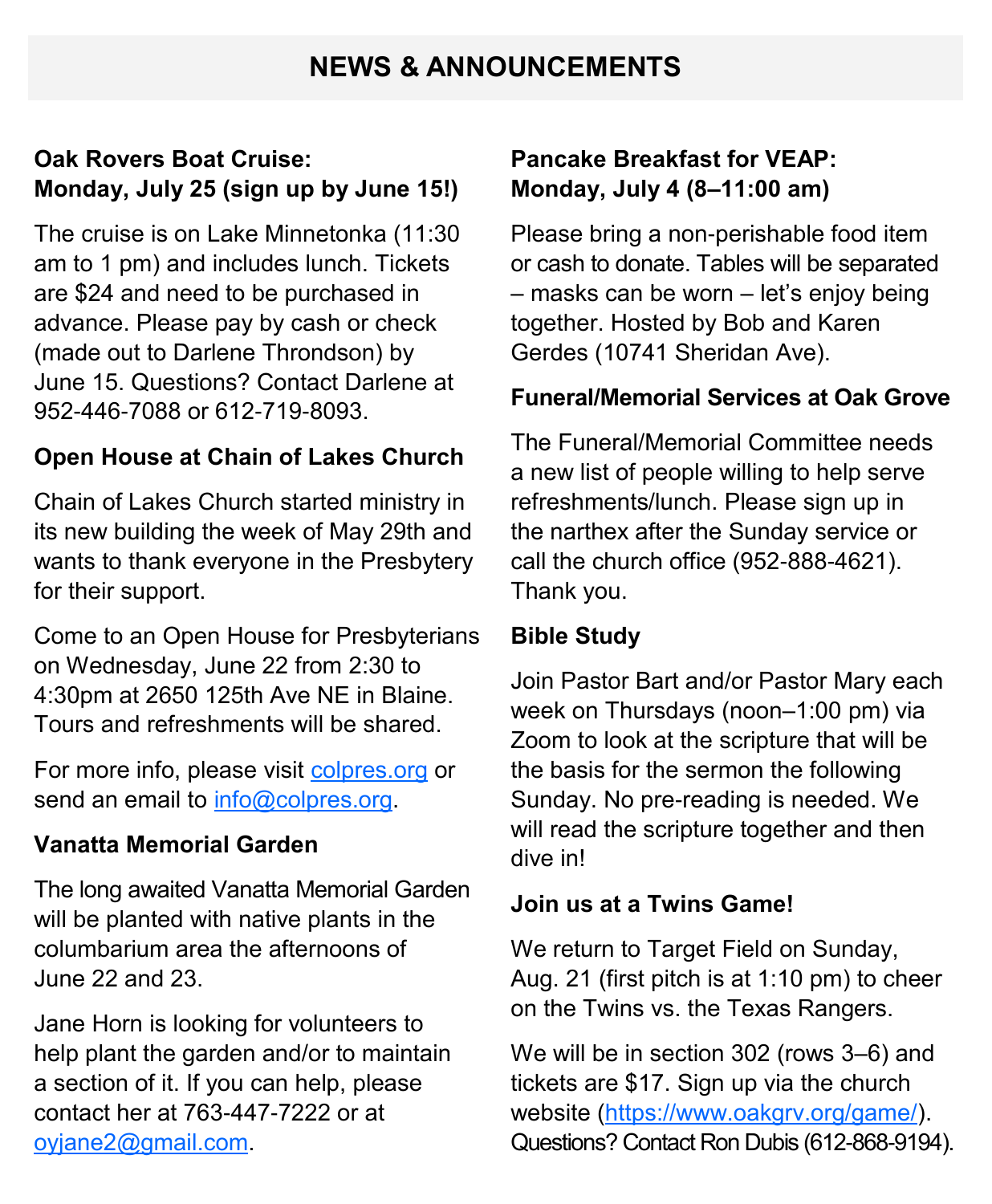# NEWS & ANNOUNCEMENTS

### Oak Rovers Boat Cruise: Monday, July 25 (sign up by June 15!)

The cruise is on Lake Minnetonka (11:30 am to 1 pm) and includes lunch. Tickets are $24 and need to be purchased in advance. Please pay by cash or check (made out to Darlene Throndson) by June 15. Questions? Contact Darlene at 952-446-7088 or 612-719-8093.

### Open House at Chain of Lakes Church

Chain of Lakes Church started ministry in its new building the week of May 29th and wants to thank everyone in the Presbytery for their support.

Come to an Open House for Presbyterians on Wednesday, June 22 from 2:30 to 4:30pm at 2650 125th Ave NE in Blaine. Tours and refreshments will be shared.

For more info, please visit [colpres.org](colpres.org) or send an email to [info@colpres.org](mailto:info@colpres.org).

### Vanatta Memorial Garden

The long awaited Vanatta Memorial Garden will be planted with native plants in the columbarium area the afternoons of June 22 and 23.

Jane Horn is looking for volunteers to help plant the garden and/or to maintain a section of it. If you can help, please contact her at 763-447-7222 or at [oyjane2@gmail.com](mailto:oyjane2@gmail.com).

### Pancake Breakfast for VEAP: Monday, July 4 (8–11:00 am)

Please bring a non-perishable food item or cash to donate. Tables will be separated – masks can be worn – let's enjoy being together. Hosted by Bob and Karen Gerdes (10741 Sheridan Ave).

### Funeral/Memorial Services at Oak Grove

The Funeral/Memorial Committee needs a new list of people willing to help serve refreshments/lunch. Please sign up in the narthex after the Sunday service or call the church office (952-888-4621). Thank you.

### Bible Study

Join Pastor Bart and/or Pastor Mary each week on Thursdays (noon–1:00 pm) via Zoom to look at the scripture that will be the basis for the sermon the following Sunday. No pre-reading is needed. We will read the scripture together and then dive in!

### Join us at a Twins Game!

We return to Target Field on Sunday, Aug. 21 (first pitch is at 1:10 pm) to cheer on the Twins vs. the Texas Rangers.

We will be in section 302 (rows 3–6) and tickets are $17. Sign up via the church website ([https://www.oakgrv.org/game/](https://www.oakgrv.org/game/)). Questions? Contact Ron Dubis (612-868-9194).